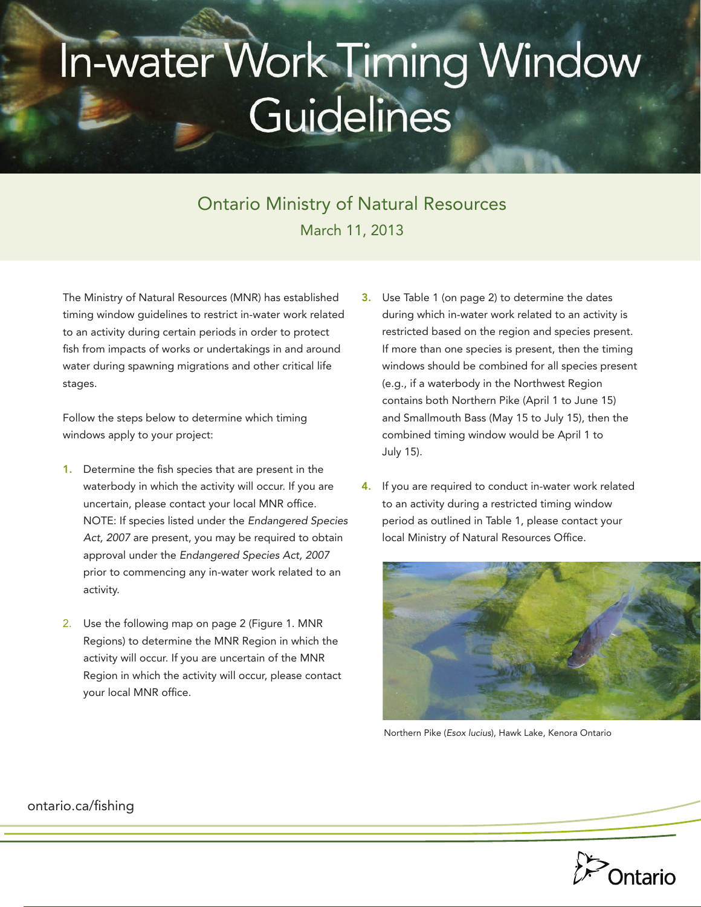# In-water Work Timing Window Guidelines

Ontario Ministry of Natural Resources

March 11, 2013

The Ministry of Natural Resources (MNR) has established timing window guidelines to restrict in-water work related to an activity during certain periods in order to protect fish from impacts of works or undertakings in and around water during spawning migrations and other critical life stages.

Follow the steps below to determine which timing windows apply to your project:

1. Determine the fish species that are present in the waterbody in which the activity will occur. If you are uncertain, please contact your local MNR office. NOTE: If species listed under the *Endangered Species Act, 2007* are present, you may be required to obtain approval under the *Endangered Species Act, 2007* prior to commencing any in-water work related to an activity.

2. Use the following map on page 2 (Figure 1. MNR Regions) to determine the MNR Region in which the activity will occur. If you are uncertain of the MNR Region in which the activity will occur, please contact your local MNR office.

3. Use Table 1 (on page 2) to determine the dates during which in-water work related to an activity is restricted based on the region and species present. If more than one species is present, then the timing windows should be combined for all species present (e.g., if a waterbody in the Northwest Region contains both Northern Pike (April 1 to June 15) and Smallmouth Bass (May 15 to July 15), then the combined timing window would be April 1 to July 15).

4. If you are required to conduct in-water work related to an activity during a restricted timing window period as outlined in Table 1, please contact your local Ministry of Natural Resources Office.

Northern Pike (*Esox lucius*), Hawk Lake, Kenora Ontario

ontario.ca/fishing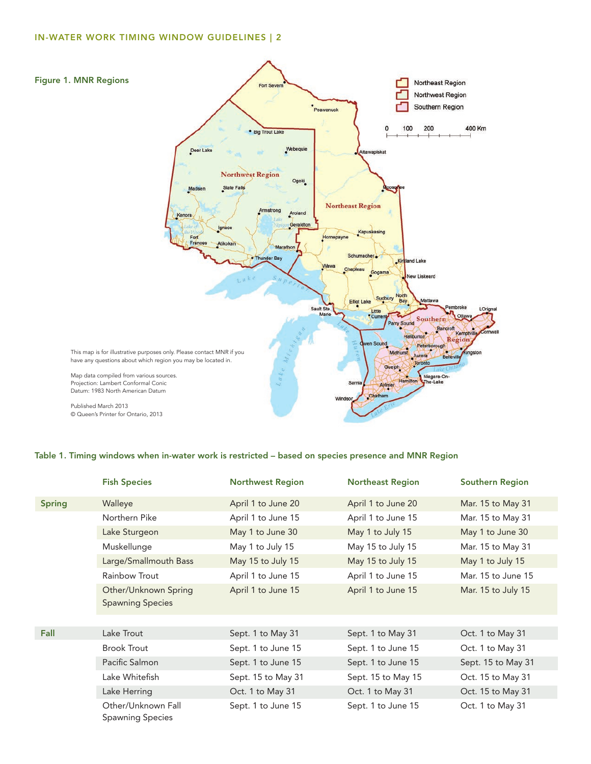**Figure 1. MNR Regions**

Northeast Region
Northwest Region
Southern Region

0 100 200 400 Km

This map is for illustrative purposes only. Please contact MNR if you have any questions about which region you may be located in.

Map data compiled from various sources.
Projection: Lambert Conformal Conic
Datum: 1983 North American Datum

Published March 2013
© Queen's Printer for Ontario, 2013

**Table 1. Timing windows when in-water work is restricted – based on species presence and MNR Region**

| | Fish Species | Northwest Region | Northeast Region | Southern Region |
|---|---|---|---|---|
| **Spring** | Walleye | April 1 to June 20 | April 1 to June 20 | Mar. 15 to May 31 |
| | Northern Pike | April 1 to June 15 | April 1 to June 15 | Mar. 15 to May 31 |
| | Lake Sturgeon | May 1 to June 30 | May 1 to July 15 | May 1 to June 30 |
| | Muskellunge | May 1 to July 15 | May 15 to July 15 | Mar. 15 to May 31 |
| | Large/Smallmouth Bass | May 15 to July 15 | May 15 to July 15 | May 1 to July 15 |
| | Rainbow Trout | April 1 to June 15 | April 1 to June 15 | Mar. 15 to June 15 |
| | Other/Unknown Spring Spawning Species | April 1 to June 15 | April 1 to June 15 | Mar. 15 to July 15 |
| **Fall** | Lake Trout | Sept. 1 to May 31 | Sept. 1 to May 31 | Oct. 1 to May 31 |
| | Brook Trout | Sept. 1 to June 15 | Sept. 1 to June 15 | Oct. 1 to May 31 |
| | Pacific Salmon | Sept. 1 to June 15 | Sept. 1 to June 15 | Sept. 15 to May 31 |
| | Lake Whitefish | Sept. 15 to May 31 | Sept. 15 to May 15 | Oct. 15 to May 31 |
| | Lake Herring | Oct. 1 to May 31 | Oct. 1 to May 31 | Oct. 15 to May 31 |
| | Other/Unknown Fall Spawning Species | Sept. 1 to June 15 | Sept. 1 to June 15 | Oct. 1 to May 31 |